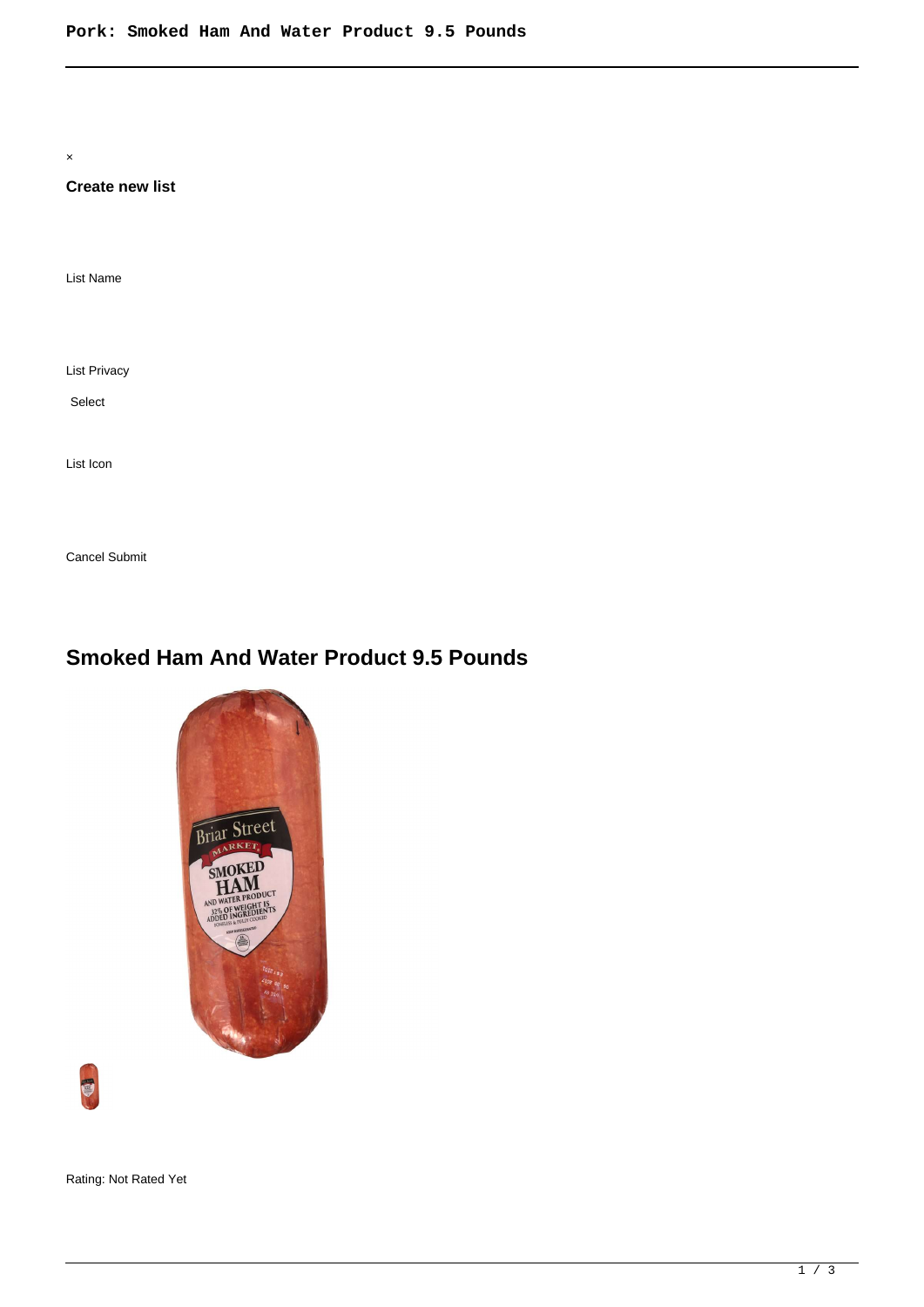×

**Create new list**

List Name

List Privacy

Select

List Icon

Cancel Submit

## Smoked Ham And Water Product 9.5 Pounds

Rating: Not Rated Yet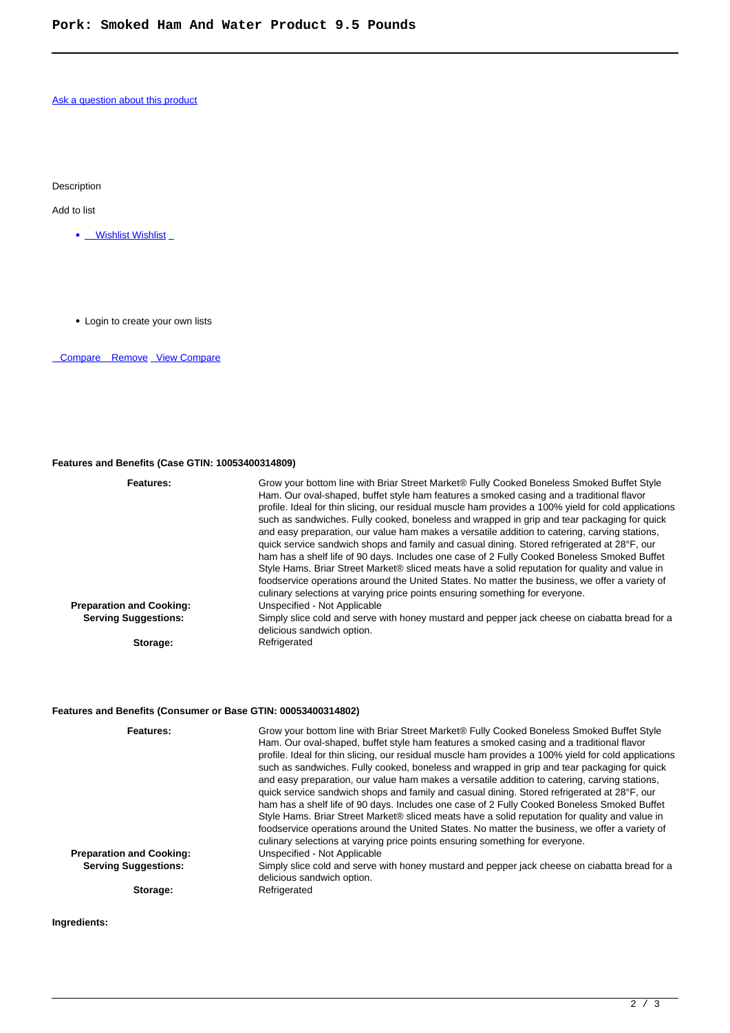# Pork: Smoked Ham And Water Product 9.5 Pounds

[Ask a question about this product]

Description

Add to list

- Wishlist Wishlist

- Login to create your own lists

Compare Remove View Compare

**Features and Benefits (Case GTIN: 10053400314809)**

| | |
|---|---|
| **Features:** | Grow your bottom line with Briar Street Market® Fully Cooked Boneless Smoked Buffet Style Ham. Our oval-shaped, buffet style ham features a smoked casing and a traditional flavor profile. Ideal for thin slicing, our residual muscle ham provides a 100% yield for cold applications such as sandwiches. Fully cooked, boneless and wrapped in grip and tear packaging for quick and easy preparation, our value ham makes a versatile addition to catering, carving stations, quick service sandwich shops and family and casual dining. Stored refrigerated at 28°F, our ham has a shelf life of 90 days. Includes one case of 2 Fully Cooked Boneless Smoked Buffet Style Hams. Briar Street Market® sliced meats have a solid reputation for quality and value in foodservice operations around the United States. No matter the business, we offer a variety of culinary selections at varying price points ensuring something for everyone. |
| **Preparation and Cooking:** | Unspecified - Not Applicable |
| **Serving Suggestions:** | Simply slice cold and serve with honey mustard and pepper jack cheese on ciabatta bread for a delicious sandwich option. |
| **Storage:** | Refrigerated |

**Features and Benefits (Consumer or Base GTIN: 00053400314802)**

| | |
|---|---|
| **Features:** | Grow your bottom line with Briar Street Market® Fully Cooked Boneless Smoked Buffet Style Ham. Our oval-shaped, buffet style ham features a smoked casing and a traditional flavor profile. Ideal for thin slicing, our residual muscle ham provides a 100% yield for cold applications such as sandwiches. Fully cooked, boneless and wrapped in grip and tear packaging for quick and easy preparation, our value ham makes a versatile addition to catering, carving stations, quick service sandwich shops and family and casual dining. Stored refrigerated at 28°F, our ham has a shelf life of 90 days. Includes one case of 2 Fully Cooked Boneless Smoked Buffet Style Hams. Briar Street Market® sliced meats have a solid reputation for quality and value in foodservice operations around the United States. No matter the business, we offer a variety of culinary selections at varying price points ensuring something for everyone. |
| **Preparation and Cooking:** | Unspecified - Not Applicable |
| **Serving Suggestions:** | Simply slice cold and serve with honey mustard and pepper jack cheese on ciabatta bread for a delicious sandwich option. |
| **Storage:** | Refrigerated |

**Ingredients:**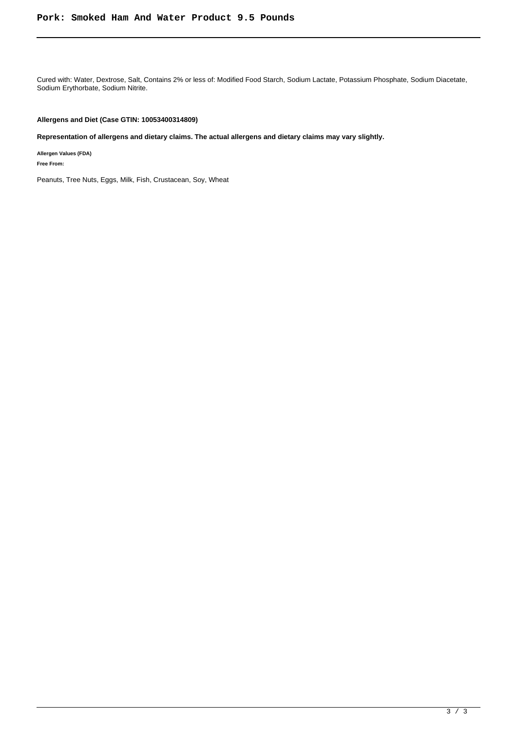Cured with: Water, Dextrose, Salt, Contains 2% or less of: Modified Food Starch, Sodium Lactate, Potassium Phosphate, Sodium Diacetate, Sodium Erythorbate, Sodium Nitrite.

**Allergens and Diet (Case GTIN: 10053400314809)**

**Representation of allergens and dietary claims. The actual allergens and dietary claims may vary slightly.**

**Allergen Values (FDA)**

**Free From:**

Peanuts, Tree Nuts, Eggs, Milk, Fish, Crustacean, Soy, Wheat